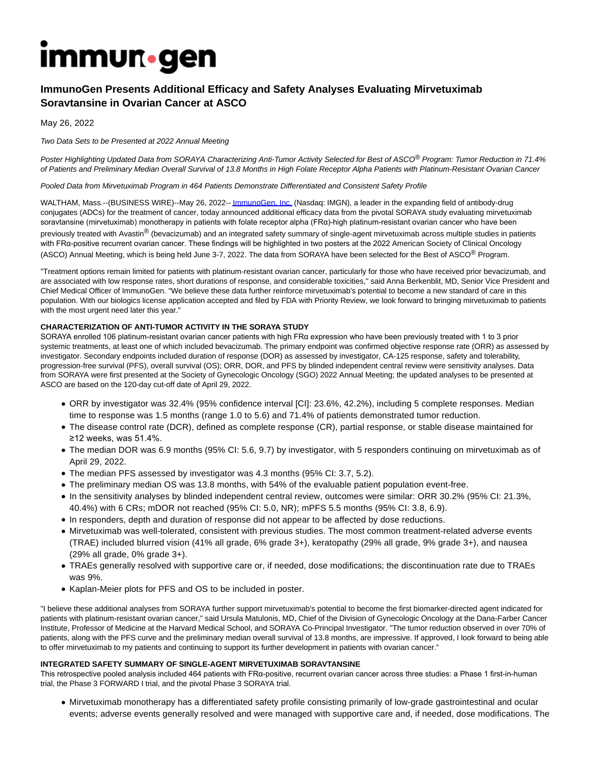immunogen

# ImmunoGen Presents Additional Efficacy and Safety Analyses Evaluating Mirvetuximab Soravtansine in Ovarian Cancer at ASCO

May 26, 2022

*Two Data Sets to be Presented at 2022 Annual Meeting*

*Poster Highlighting Updated Data from SORAYA Characterizing Anti-Tumor Activity Selected for Best of ASCO® Program: Tumor Reduction in 71.4% of Patients and Preliminary Median Overall Survival of 13.8 Months in High Folate Receptor Alpha Patients with Platinum-Resistant Ovarian Cancer*

*Pooled Data from Mirvetuximab Program in 464 Patients Demonstrate Differentiated and Consistent Safety Profile*

WALTHAM, Mass.--(BUSINESS WIRE)--May 26, 2022-- ImmunoGen, Inc. (Nasdaq: IMGN), a leader in the expanding field of antibody-drug conjugates (ADCs) for the treatment of cancer, today announced additional efficacy data from the pivotal SORAYA study evaluating mirvetuximab soravtansine (mirvetuximab) monotherapy in patients with folate receptor alpha (FRα)-high platinum-resistant ovarian cancer who have been previously treated with Avastin® (bevacizumab) and an integrated safety summary of single-agent mirvetuximab across multiple studies in patients with FRα-positive recurrent ovarian cancer. These findings will be highlighted in two posters at the 2022 American Society of Clinical Oncology (ASCO) Annual Meeting, which is being held June 3-7, 2022. The data from SORAYA have been selected for the Best of ASCO® Program.

"Treatment options remain limited for patients with platinum-resistant ovarian cancer, particularly for those who have received prior bevacizumab, and are associated with low response rates, short durations of response, and considerable toxicities," said Anna Berkenblit, MD, Senior Vice President and Chief Medical Officer of ImmunoGen. "We believe these data further reinforce mirvetuximab's potential to become a new standard of care in this population. With our biologics license application accepted and filed by FDA with Priority Review, we look forward to bringing mirvetuximab to patients with the most urgent need later this year."

**CHARACTERIZATION OF ANTI-TUMOR ACTIVITY IN THE SORAYA STUDY**

SORAYA enrolled 106 platinum-resistant ovarian cancer patients with high FRα expression who have been previously treated with 1 to 3 prior systemic treatments, at least one of which included bevacizumab. The primary endpoint was confirmed objective response rate (ORR) as assessed by investigator. Secondary endpoints included duration of response (DOR) as assessed by investigator, CA-125 response, safety and tolerability, progression-free survival (PFS), overall survival (OS); ORR, DOR, and PFS by blinded independent central review were sensitivity analyses. Data from SORAYA were first presented at the Society of Gynecologic Oncology (SGO) 2022 Annual Meeting; the updated analyses to be presented at ASCO are based on the 120-day cut-off date of April 29, 2022.

- ORR by investigator was 32.4% (95% confidence interval [CI]: 23.6%, 42.2%), including 5 complete responses. Median time to response was 1.5 months (range 1.0 to 5.6) and 71.4% of patients demonstrated tumor reduction.
- The disease control rate (DCR), defined as complete response (CR), partial response, or stable disease maintained for ≥12 weeks, was 51.4%.
- The median DOR was 6.9 months (95% CI: 5.6, 9.7) by investigator, with 5 responders continuing on mirvetuximab as of April 29, 2022.
- The median PFS assessed by investigator was 4.3 months (95% CI: 3.7, 5.2).
- The preliminary median OS was 13.8 months, with 54% of the evaluable patient population event-free.
- In the sensitivity analyses by blinded independent central review, outcomes were similar: ORR 30.2% (95% CI: 21.3%, 40.4%) with 6 CRs; mDOR not reached (95% CI: 5.0, NR); mPFS 5.5 months (95% CI: 3.8, 6.9).
- In responders, depth and duration of response did not appear to be affected by dose reductions.
- Mirvetuximab was well-tolerated, consistent with previous studies. The most common treatment-related adverse events (TRAE) included blurred vision (41% all grade, 6% grade 3+), keratopathy (29% all grade, 9% grade 3+), and nausea (29% all grade, 0% grade 3+).
- TRAEs generally resolved with supportive care or, if needed, dose modifications; the discontinuation rate due to TRAEs was 9%.
- Kaplan-Meier plots for PFS and OS to be included in poster.

"I believe these additional analyses from SORAYA further support mirvetuximab's potential to become the first biomarker-directed agent indicated for patients with platinum-resistant ovarian cancer," said Ursula Matulonis, MD, Chief of the Division of Gynecologic Oncology at the Dana-Farber Cancer Institute, Professor of Medicine at the Harvard Medical School, and SORAYA Co-Principal Investigator. "The tumor reduction observed in over 70% of patients, along with the PFS curve and the preliminary median overall survival of 13.8 months, are impressive. If approved, I look forward to being able to offer mirvetuximab to my patients and continuing to support its further development in patients with ovarian cancer."

**INTEGRATED SAFETY SUMMARY OF SINGLE-AGENT MIRVETUXIMAB SORAVTANSINE**

This retrospective pooled analysis included 464 patients with FRα-positive, recurrent ovarian cancer across three studies: a Phase 1 first-in-human trial, the Phase 3 FORWARD I trial, and the pivotal Phase 3 SORAYA trial.

- Mirvetuximab monotherapy has a differentiated safety profile consisting primarily of low-grade gastrointestinal and ocular events; adverse events generally resolved and were managed with supportive care and, if needed, dose modifications. The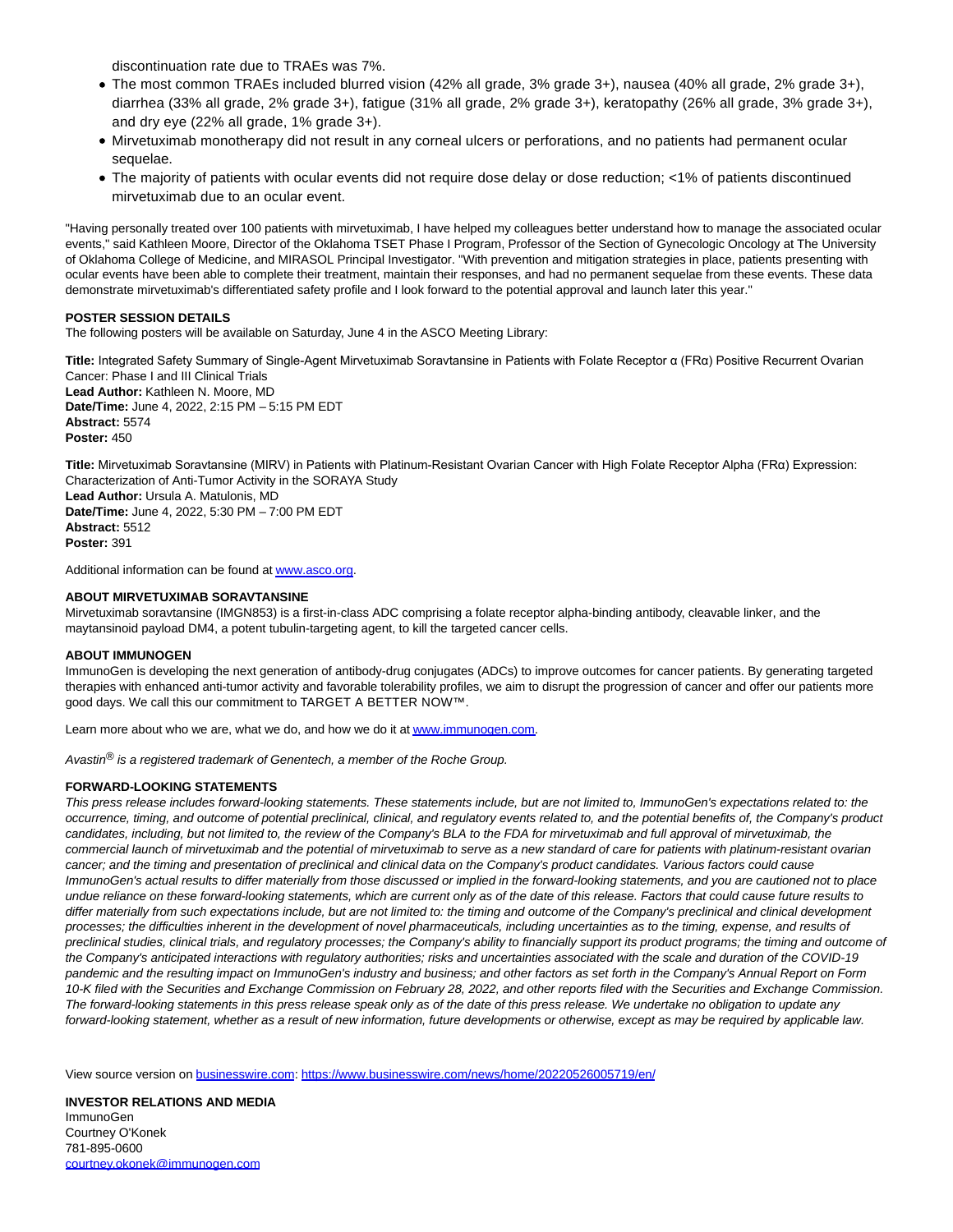discontinuation rate due to TRAEs was 7%.

- The most common TRAEs included blurred vision (42% all grade, 3% grade 3+), nausea (40% all grade, 2% grade 3+), diarrhea (33% all grade, 2% grade 3+), fatigue (31% all grade, 2% grade 3+), keratopathy (26% all grade, 3% grade 3+), and dry eye (22% all grade, 1% grade 3+).
- Mirvetuximab monotherapy did not result in any corneal ulcers or perforations, and no patients had permanent ocular sequelae.
- The majority of patients with ocular events did not require dose delay or dose reduction; <1% of patients discontinued mirvetuximab due to an ocular event.

"Having personally treated over 100 patients with mirvetuximab, I have helped my colleagues better understand how to manage the associated ocular events," said Kathleen Moore, Director of the Oklahoma TSET Phase I Program, Professor of the Section of Gynecologic Oncology at The University of Oklahoma College of Medicine, and MIRASOL Principal Investigator. "With prevention and mitigation strategies in place, patients presenting with ocular events have been able to complete their treatment, maintain their responses, and had no permanent sequelae from these events. These data demonstrate mirvetuximab's differentiated safety profile and I look forward to the potential approval and launch later this year."

**POSTER SESSION DETAILS**

The following posters will be available on Saturday, June 4 in the ASCO Meeting Library:

**Title:** Integrated Safety Summary of Single-Agent Mirvetuximab Soravtansine in Patients with Folate Receptor α (FRα) Positive Recurrent Ovarian Cancer: Phase I and III Clinical Trials
**Lead Author:** Kathleen N. Moore, MD
**Date/Time:** June 4, 2022, 2:15 PM – 5:15 PM EDT
**Abstract:** 5574
**Poster:** 450

**Title:** Mirvetuximab Soravtansine (MIRV) in Patients with Platinum-Resistant Ovarian Cancer with High Folate Receptor Alpha (FRα) Expression: Characterization of Anti-Tumor Activity in the SORAYA Study
**Lead Author:** Ursula A. Matulonis, MD
**Date/Time:** June 4, 2022, 5:30 PM – 7:00 PM EDT
**Abstract:** 5512
**Poster:** 391

Additional information can be found at [www.asco.org](http://www.asco.org).

**ABOUT MIRVETUXIMAB SORAVTANSINE**

Mirvetuximab soravtansine (IMGN853) is a first-in-class ADC comprising a folate receptor alpha-binding antibody, cleavable linker, and the maytansinoid payload DM4, a potent tubulin-targeting agent, to kill the targeted cancer cells.

**ABOUT IMMUNOGEN**

ImmunoGen is developing the next generation of antibody-drug conjugates (ADCs) to improve outcomes for cancer patients. By generating targeted therapies with enhanced anti-tumor activity and favorable tolerability profiles, we aim to disrupt the progression of cancer and offer our patients more good days. We call this our commitment to TARGET A BETTER NOW™.

Learn more about who we are, what we do, and how we do it at [www.immunogen.com](http://www.immunogen.com).

*Avastin® is a registered trademark of Genentech, a member of the Roche Group.*

**FORWARD-LOOKING STATEMENTS**

*This press release includes forward-looking statements. These statements include, but are not limited to, ImmunoGen's expectations related to: the occurrence, timing, and outcome of potential preclinical, clinical, and regulatory events related to, and the potential benefits of, the Company's product candidates, including, but not limited to, the review of the Company's BLA to the FDA for mirvetuximab and full approval of mirvetuximab, the commercial launch of mirvetuximab and the potential of mirvetuximab to serve as a new standard of care for patients with platinum-resistant ovarian cancer; and the timing and presentation of preclinical and clinical data on the Company's product candidates. Various factors could cause ImmunoGen's actual results to differ materially from those discussed or implied in the forward-looking statements, and you are cautioned not to place undue reliance on these forward-looking statements, which are current only as of the date of this release. Factors that could cause future results to differ materially from such expectations include, but are not limited to: the timing and outcome of the Company's preclinical and clinical development processes; the difficulties inherent in the development of novel pharmaceuticals, including uncertainties as to the timing, expense, and results of preclinical studies, clinical trials, and regulatory processes; the Company's ability to financially support its product programs; the timing and outcome of the Company's anticipated interactions with regulatory authorities; risks and uncertainties associated with the scale and duration of the COVID-19 pandemic and the resulting impact on ImmunoGen's industry and business; and other factors as set forth in the Company's Annual Report on Form 10-K filed with the Securities and Exchange Commission on February 28, 2022, and other reports filed with the Securities and Exchange Commission. The forward-looking statements in this press release speak only as of the date of this press release. We undertake no obligation to update any forward-looking statement, whether as a result of new information, future developments or otherwise, except as may be required by applicable law.*

View source version on [businesswire.com](http://businesswire.com): [https://www.businesswire.com/news/home/20220526005719/en/](https://www.businesswire.com/news/home/20220526005719/en/)

**INVESTOR RELATIONS AND MEDIA**

ImmunoGen
Courtney O'Konek
781-895-0600
[courtney.okonek@immunogen.com](mailto:courtney.okonek@immunogen.com)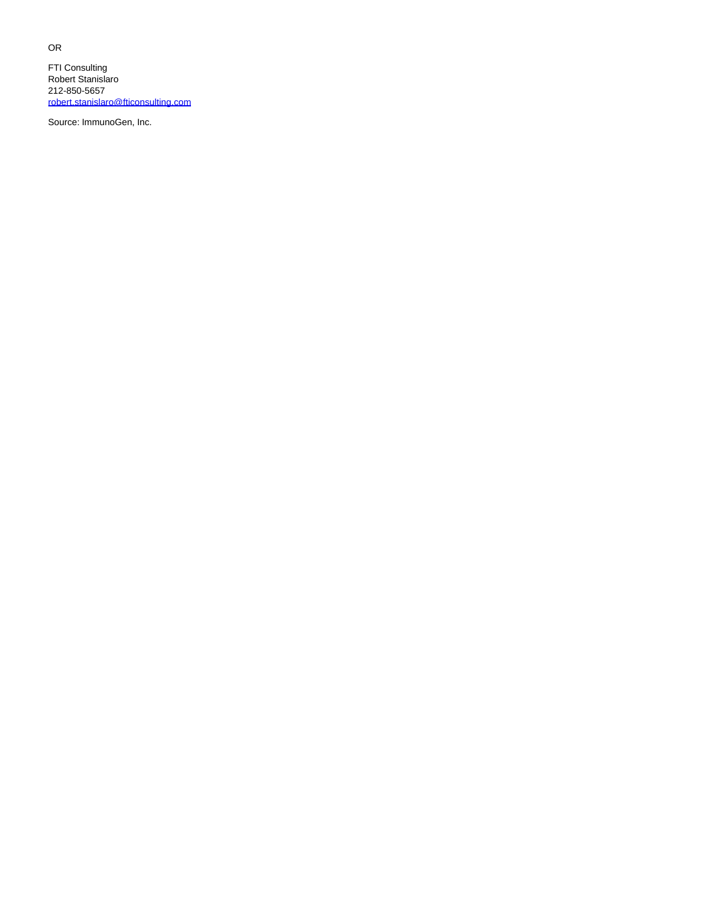OR

FTI Consulting
Robert Stanislaro
212-850-5657
robert.stanislaro@fticonsulting.com

Source: ImmunoGen, Inc.